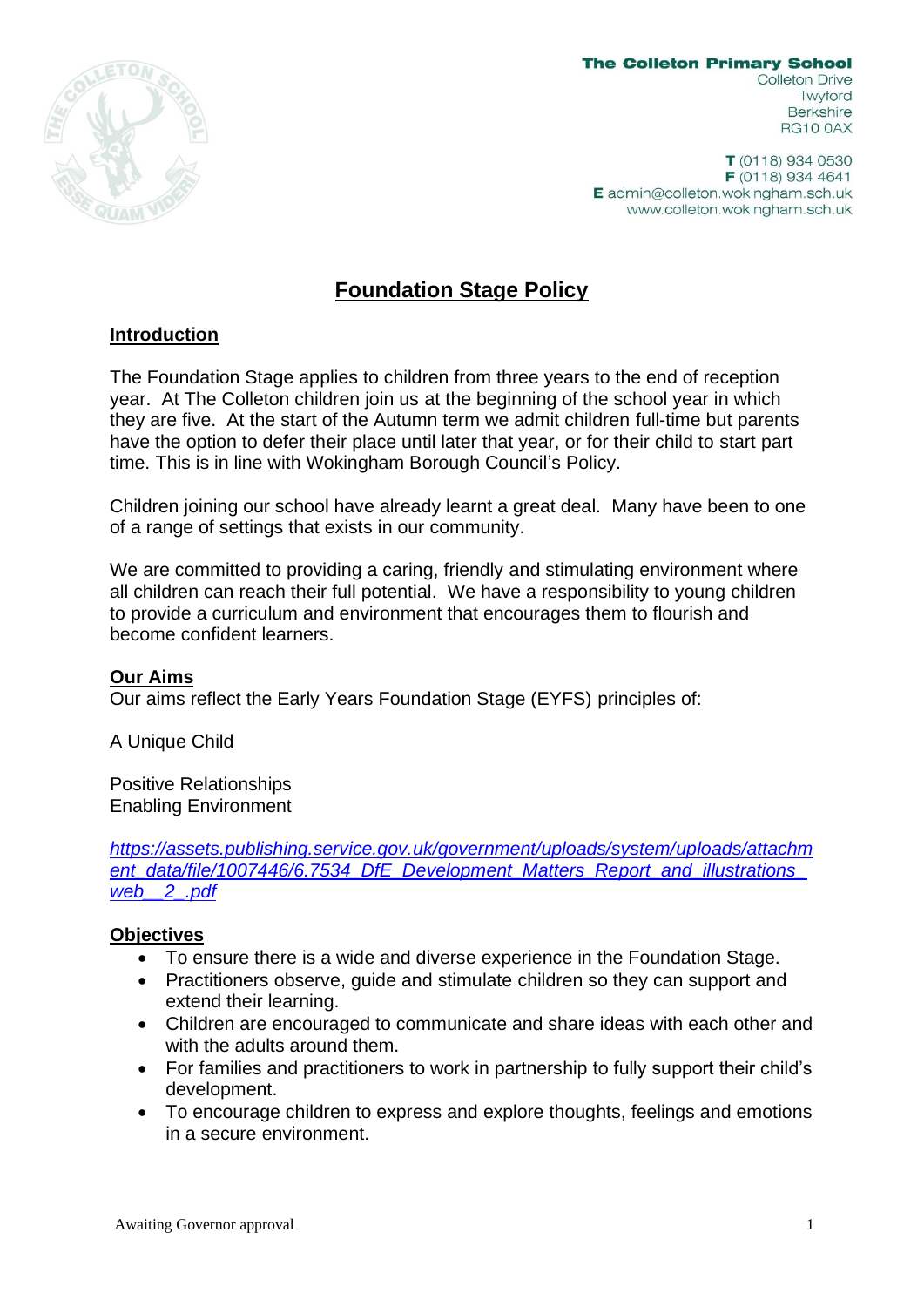**The Colleton Primary School**
Colleton Drive
Twyford
Berkshire
RG10 0AX

**T** (0118) 934 0530
**F** (0118) 934 4641
**E** admin@colleton.wokingham.sch.uk
www.colleton.wokingham.sch.uk

# Foundation Stage Policy

## Introduction

The Foundation Stage applies to children from three years to the end of reception year. At The Colleton children join us at the beginning of the school year in which they are five. At the start of the Autumn term we admit children full-time but parents have the option to defer their place until later that year, or for their child to start part time. This is in line with Wokingham Borough Council's Policy.

Children joining our school have already learnt a great deal. Many have been to one of a range of settings that exists in our community.

We are committed to providing a caring, friendly and stimulating environment where all children can reach their full potential. We have a responsibility to young children to provide a curriculum and environment that encourages them to flourish and become confident learners.

## Our Aims

Our aims reflect the Early Years Foundation Stage (EYFS) principles of:

A Unique Child

Positive Relationships
Enabling Environment

*https://assets.publishing.service.gov.uk/government/uploads/system/uploads/attachment_data/file/1007446/6.7534_DfE_Development_Matters_Report_and_illustrations_web__2_.pdf*

## Objectives

- To ensure there is a wide and diverse experience in the Foundation Stage.
- Practitioners observe, guide and stimulate children so they can support and extend their learning.
- Children are encouraged to communicate and share ideas with each other and with the adults around them.
- For families and practitioners to work in partnership to fully support their child's development.
- To encourage children to express and explore thoughts, feelings and emotions in a secure environment.

Awaiting Governor approval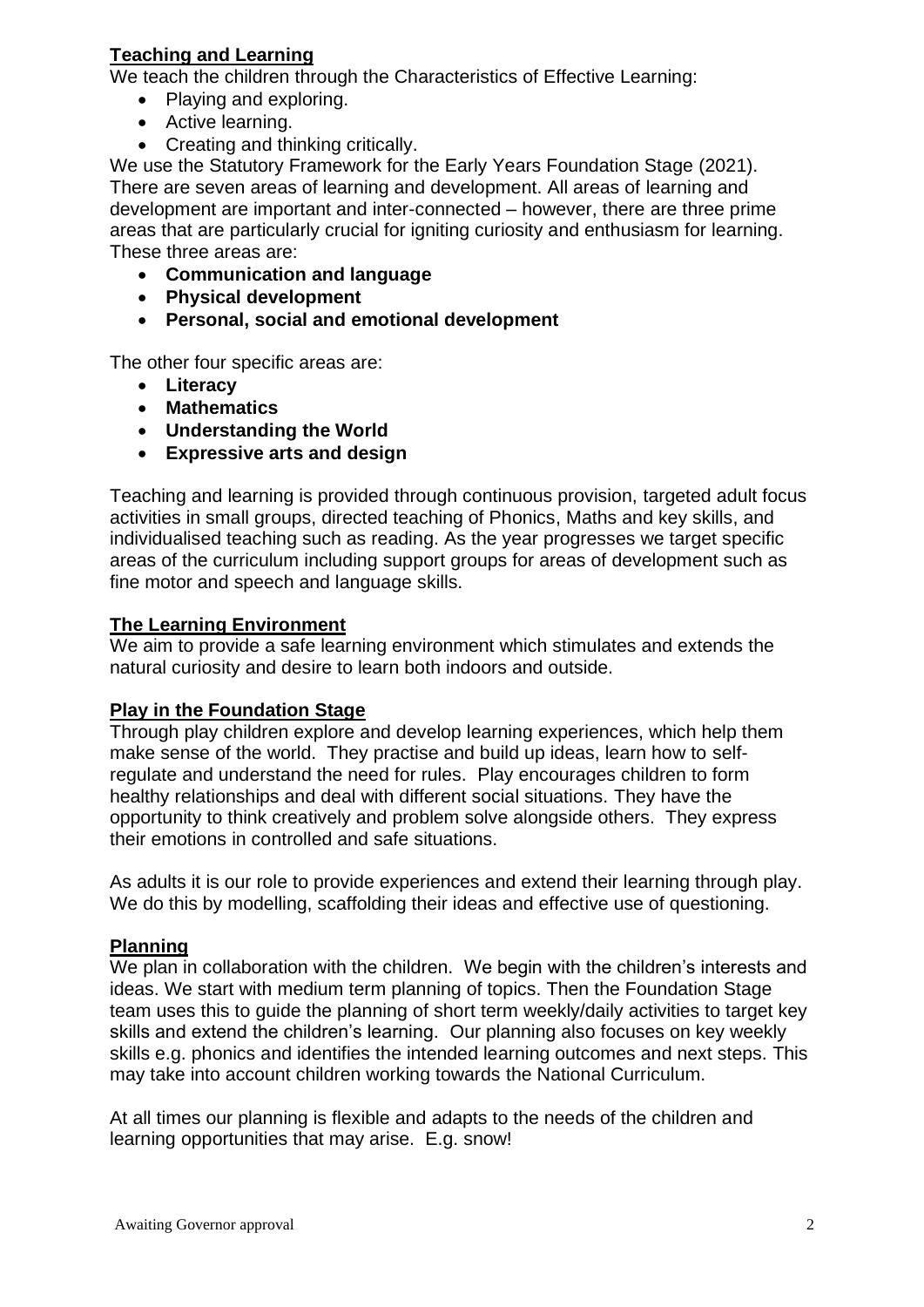## Teaching and Learning

We teach the children through the Characteristics of Effective Learning:

- Playing and exploring.
- Active learning.
- Creating and thinking critically.

We use the Statutory Framework for the Early Years Foundation Stage (2021). There are seven areas of learning and development. All areas of learning and development are important and inter-connected – however, there are three prime areas that are particularly crucial for igniting curiosity and enthusiasm for learning. These three areas are:

- **Communication and language**
- **Physical development**
- **Personal, social and emotional development**

The other four specific areas are:

- **Literacy**
- **Mathematics**
- **Understanding the World**
- **Expressive arts and design**

Teaching and learning is provided through continuous provision, targeted adult focus activities in small groups, directed teaching of Phonics, Maths and key skills, and individualised teaching such as reading. As the year progresses we target specific areas of the curriculum including support groups for areas of development such as fine motor and speech and language skills.

## The Learning Environment

We aim to provide a safe learning environment which stimulates and extends the natural curiosity and desire to learn both indoors and outside.

## Play in the Foundation Stage

Through play children explore and develop learning experiences, which help them make sense of the world. They practise and build up ideas, learn how to self-regulate and understand the need for rules. Play encourages children to form healthy relationships and deal with different social situations. They have the opportunity to think creatively and problem solve alongside others. They express their emotions in controlled and safe situations.

As adults it is our role to provide experiences and extend their learning through play. We do this by modelling, scaffolding their ideas and effective use of questioning.

## Planning

We plan in collaboration with the children. We begin with the children's interests and ideas. We start with medium term planning of topics. Then the Foundation Stage team uses this to guide the planning of short term weekly/daily activities to target key skills and extend the children's learning. Our planning also focuses on key weekly skills e.g. phonics and identifies the intended learning outcomes and next steps. This may take into account children working towards the National Curriculum.

At all times our planning is flexible and adapts to the needs of the children and learning opportunities that may arise. E.g. snow!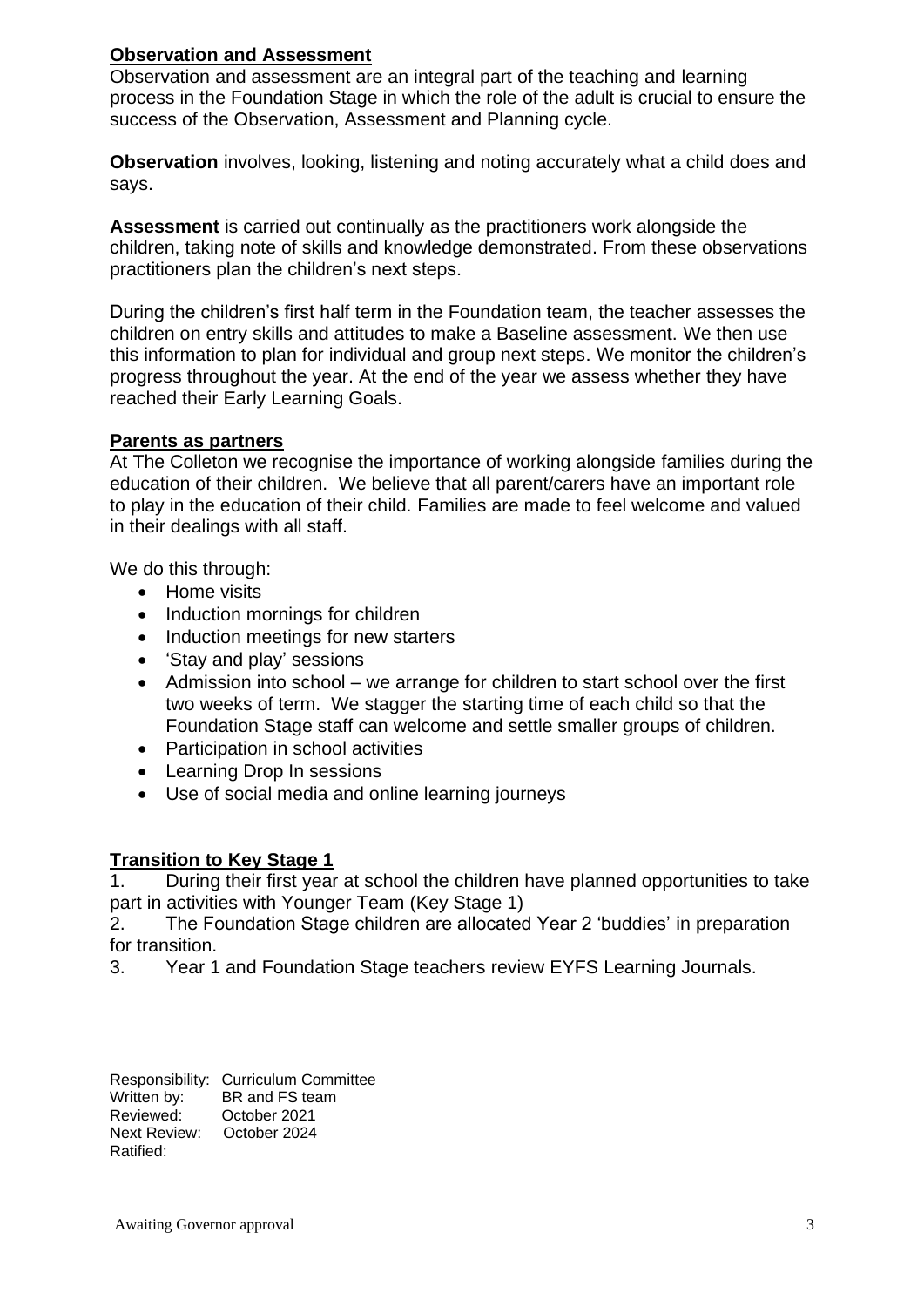**Observation and Assessment**

Observation and assessment are an integral part of the teaching and learning process in the Foundation Stage in which the role of the adult is crucial to ensure the success of the Observation, Assessment and Planning cycle.

**Observation** involves, looking, listening and noting accurately what a child does and says.

**Assessment** is carried out continually as the practitioners work alongside the children, taking note of skills and knowledge demonstrated. From these observations practitioners plan the children's next steps.

During the children's first half term in the Foundation team, the teacher assesses the children on entry skills and attitudes to make a Baseline assessment. We then use this information to plan for individual and group next steps. We monitor the children's progress throughout the year. At the end of the year we assess whether they have reached their Early Learning Goals.

**Parents as partners**

At The Colleton we recognise the importance of working alongside families during the education of their children. We believe that all parent/carers have an important role to play in the education of their child. Families are made to feel welcome and valued in their dealings with all staff.

We do this through:

- Home visits
- Induction mornings for children
- Induction meetings for new starters
- 'Stay and play' sessions
- Admission into school – we arrange for children to start school over the first two weeks of term. We stagger the starting time of each child so that the Foundation Stage staff can welcome and settle smaller groups of children.
- Participation in school activities
- Learning Drop In sessions
- Use of social media and online learning journeys

**Transition to Key Stage 1**

1. During their first year at school the children have planned opportunities to take part in activities with Younger Team (Key Stage 1)
2. The Foundation Stage children are allocated Year 2 'buddies' in preparation for transition.
3. Year 1 and Foundation Stage teachers review EYFS Learning Journals.

Responsibility: Curriculum Committee
Written by: BR and FS team
Reviewed: October 2021
Next Review: October 2024
Ratified:

Awaiting Governor approval